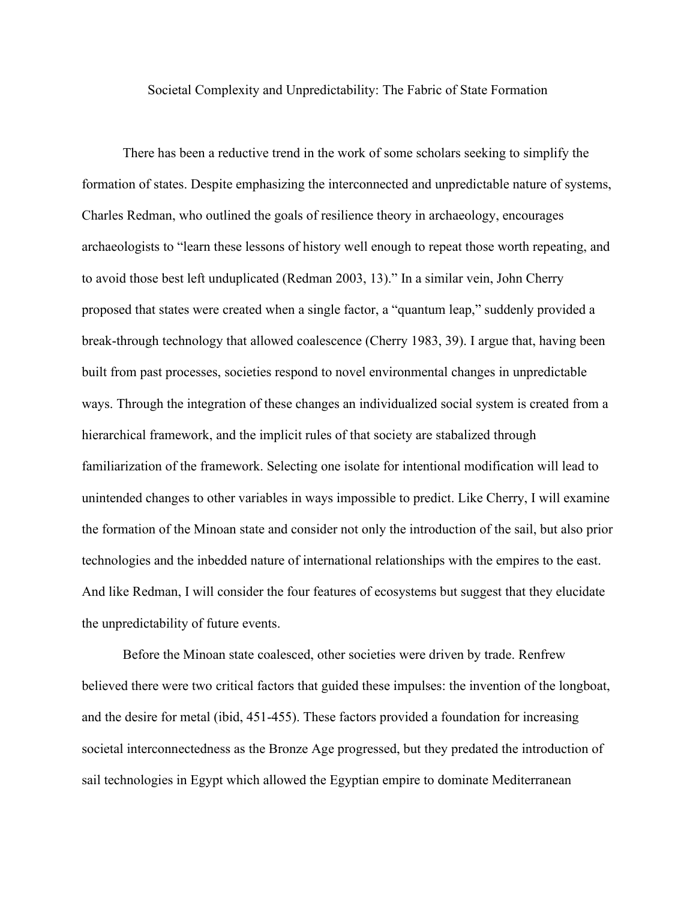# Societal Complexity and Unpredictability: The Fabric of State Formation

There has been a reductive trend in the work of some scholars seeking to simplify the formation of states. Despite emphasizing the interconnected and unpredictable nature of systems, Charles Redman, who outlined the goals of resilience theory in archaeology, encourages archaeologists to "learn these lessons of history well enough to repeat those worth repeating, and to avoid those best left unduplicated (Redman 2003, 13)." In a similar vein, John Cherry proposed that states were created when a single factor, a "quantum leap," suddenly provided a break-through technology that allowed coalescence (Cherry 1983, 39). I argue that, having been built from past processes, societies respond to novel environmental changes in unpredictable ways. Through the integration of these changes an individualized social system is created from a hierarchical framework, and the implicit rules of that society are stabalized through familiarization of the framework. Selecting one isolate for intentional modification will lead to unintended changes to other variables in ways impossible to predict. Like Cherry, I will examine the formation of the Minoan state and consider not only the introduction of the sail, but also prior technologies and the inbedded nature of international relationships with the empires to the east. And like Redman, I will consider the four features of ecosystems but suggest that they elucidate the unpredictability of future events.

Before the Minoan state coalesced, other societies were driven by trade. Renfrew believed there were two critical factors that guided these impulses: the invention of the longboat, and the desire for metal (ibid, 451-455). These factors provided a foundation for increasing societal interconnectedness as the Bronze Age progressed, but they predated the introduction of sail technologies in Egypt which allowed the Egyptian empire to dominate Mediterranean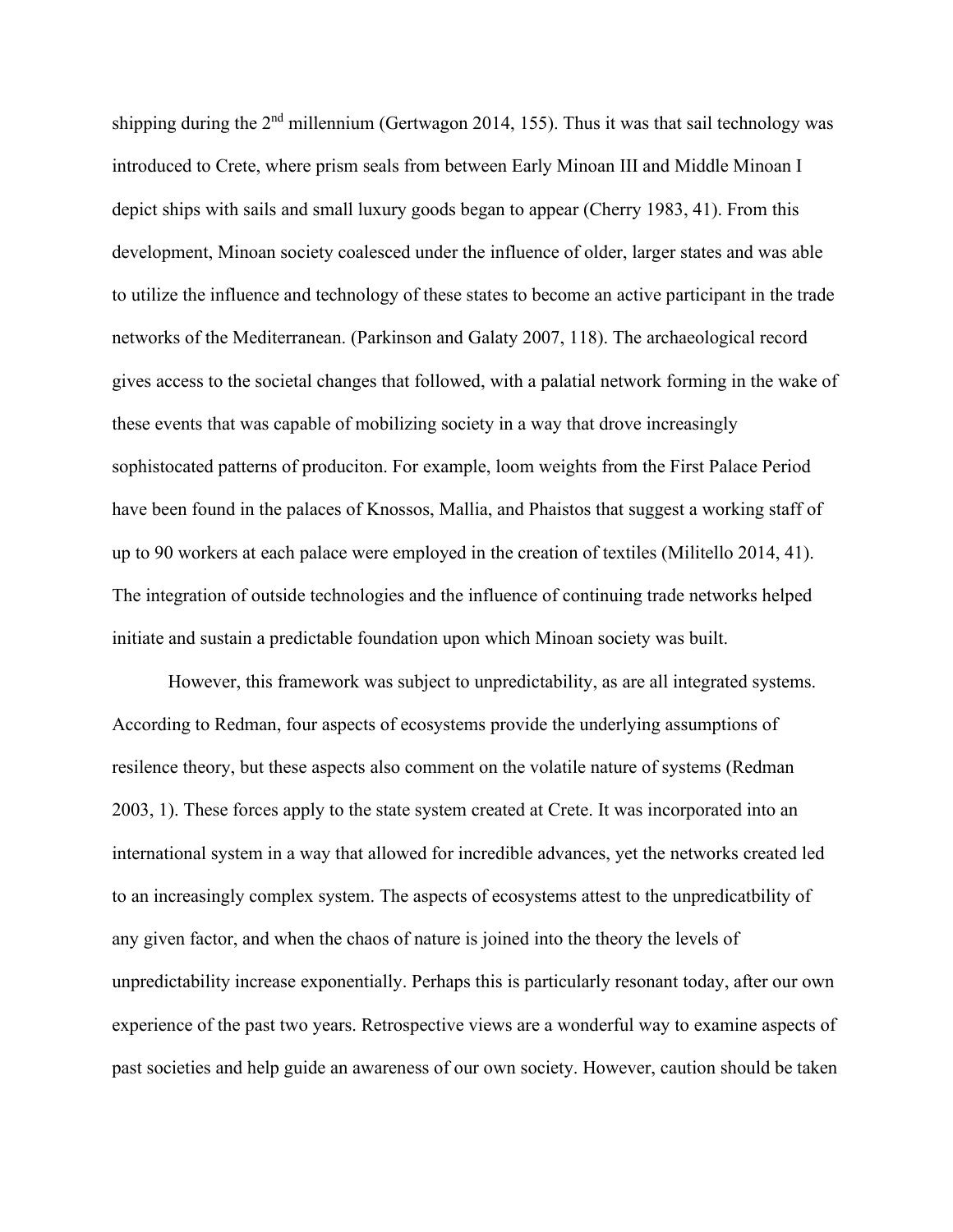shipping during the 2nd millennium (Gertwagon 2014, 155). Thus it was that sail technology was introduced to Crete, where prism seals from between Early Minoan III and Middle Minoan I depict ships with sails and small luxury goods began to appear (Cherry 1983, 41). From this development, Minoan society coalesced under the influence of older, larger states and was able to utilize the influence and technology of these states to become an active participant in the trade networks of the Mediterranean. (Parkinson and Galaty 2007, 118). The archaeological record gives access to the societal changes that followed, with a palatial network forming in the wake of these events that was capable of mobilizing society in a way that drove increasingly sophistocated patterns of produciton. For example, loom weights from the First Palace Period have been found in the palaces of Knossos, Mallia, and Phaistos that suggest a working staff of up to 90 workers at each palace were employed in the creation of textiles (Militello 2014, 41). The integration of outside technologies and the influence of continuing trade networks helped initiate and sustain a predictable foundation upon which Minoan society was built.

However, this framework was subject to unpredictability, as are all integrated systems. According to Redman, four aspects of ecosystems provide the underlying assumptions of resilence theory, but these aspects also comment on the volatile nature of systems (Redman 2003, 1). These forces apply to the state system created at Crete. It was incorporated into an international system in a way that allowed for incredible advances, yet the networks created led to an increasingly complex system. The aspects of ecosystems attest to the unpredicatbility of any given factor, and when the chaos of nature is joined into the theory the levels of unpredictability increase exponentially. Perhaps this is particularly resonant today, after our own experience of the past two years. Retrospective views are a wonderful way to examine aspects of past societies and help guide an awareness of our own society. However, caution should be taken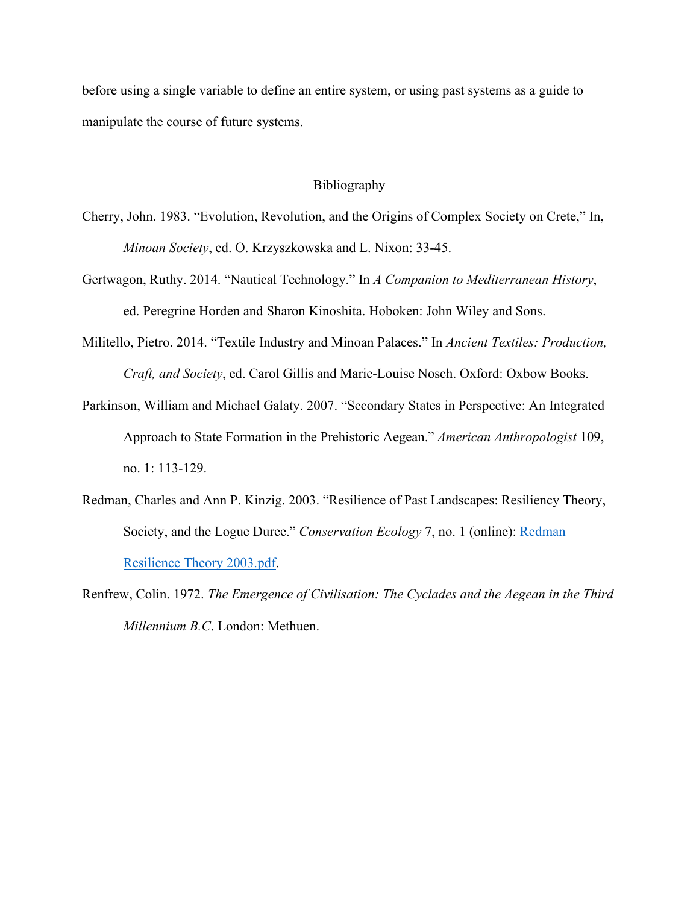before using a single variable to define an entire system, or using past systems as a guide to manipulate the course of future systems.

## Bibliography

Cherry, John. 1983. "Evolution, Revolution, and the Origins of Complex Society on Crete," In, *Minoan Society*, ed. O. Krzyszkowska and L. Nixon: 33-45.

Gertwagon, Ruthy. 2014. "Nautical Technology." In *A Companion to Mediterranean History*, ed. Peregrine Horden and Sharon Kinoshita. Hoboken: John Wiley and Sons.

Militello, Pietro. 2014. "Textile Industry and Minoan Palaces." In *Ancient Textiles: Production, Craft, and Society*, ed. Carol Gillis and Marie-Louise Nosch. Oxford: Oxbow Books.

Parkinson, William and Michael Galaty. 2007. "Secondary States in Perspective: An Integrated Approach to State Formation in the Prehistoric Aegean." *American Anthropologist* 109, no. 1: 113-129.

Redman, Charles and Ann P. Kinzig. 2003. "Resilience of Past Landscapes: Resiliency Theory, Society, and the Logue Duree." *Conservation Ecology* 7, no. 1 (online): Redman Resilience Theory 2003.pdf.

Renfrew, Colin. 1972. *The Emergence of Civilisation: The Cyclades and the Aegean in the Third Millennium B.C*. London: Methuen.